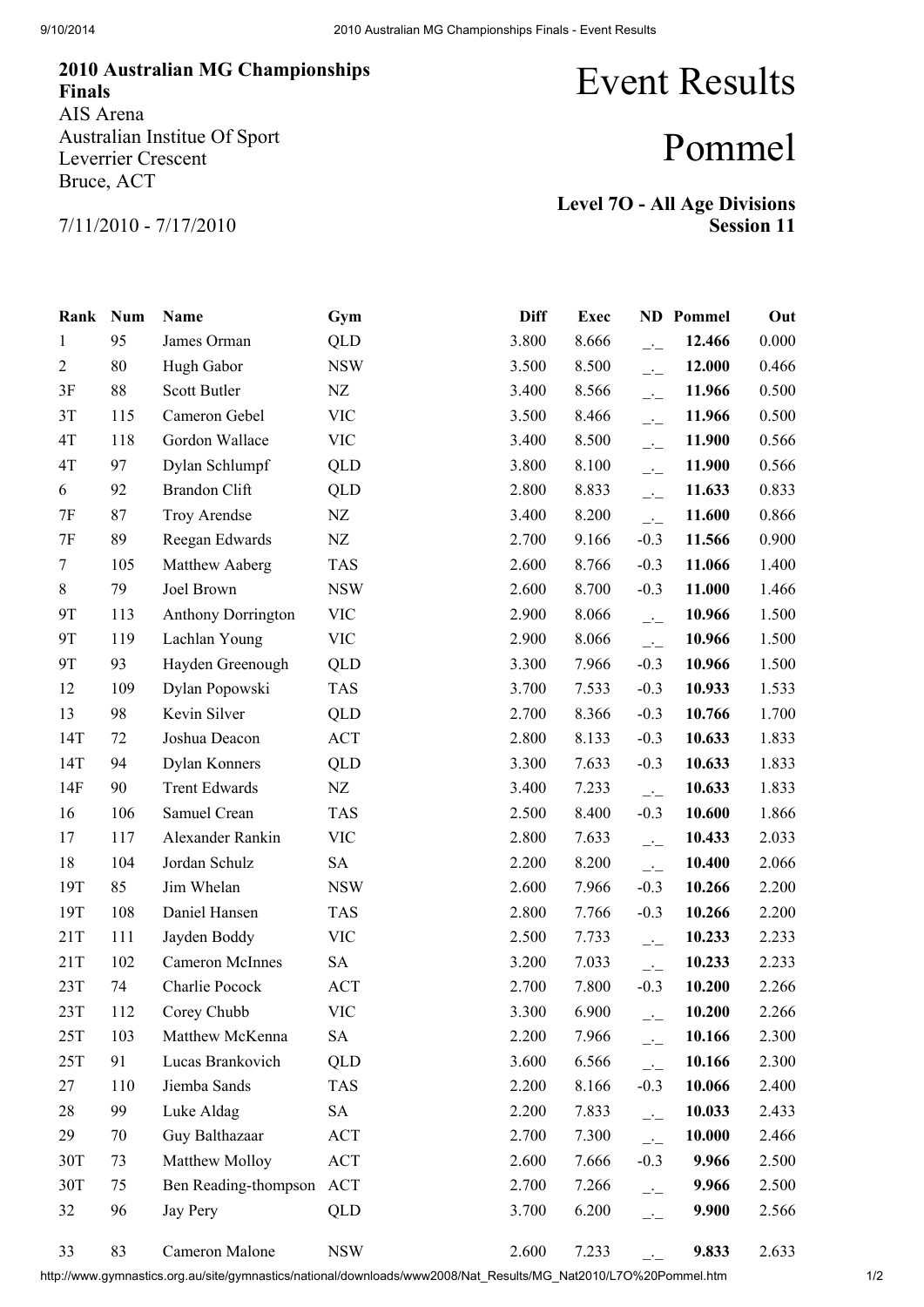**2010 Australian MG Championships Finals**
AIS Arena
Australian Institue Of Sport
Leverrier Crescent
Bruce, ACT

7/11/2010 - 7/17/2010

# Event Results

# Pommel

**Level 7O - All Age Divisions**
**Session 11**

| Rank | Num | Name | Gym | Diff | Exec | ND | Pommel | Out |
|---|---|---|---|---|---|---|---|---|
| 1 | 95 | James Orman | QLD | 3.800 | 8.666 | _._ | **12.466** | 0.000 |
| 2 | 80 | Hugh Gabor | NSW | 3.500 | 8.500 | _._ | **12.000** | 0.466 |
| 3F | 88 | Scott Butler | NZ | 3.400 | 8.566 | _._ | **11.966** | 0.500 |
| 3T | 115 | Cameron Gebel | VIC | 3.500 | 8.466 | _._ | **11.966** | 0.500 |
| 4T | 118 | Gordon Wallace | VIC | 3.400 | 8.500 | _._ | **11.900** | 0.566 |
| 4T | 97 | Dylan Schlumpf | QLD | 3.800 | 8.100 | _._ | **11.900** | 0.566 |
| 6 | 92 | Brandon Clift | QLD | 2.800 | 8.833 | _._ | **11.633** | 0.833 |
| 7F | 87 | Troy Arendse | NZ | 3.400 | 8.200 | _._ | **11.600** | 0.866 |
| 7F | 89 | Reegan Edwards | NZ | 2.700 | 9.166 | -0.3 | **11.566** | 0.900 |
| 7 | 105 | Matthew Aaberg | TAS | 2.600 | 8.766 | -0.3 | **11.066** | 1.400 |
| 8 | 79 | Joel Brown | NSW | 2.600 | 8.700 | -0.3 | **11.000** | 1.466 |
| 9T | 113 | Anthony Dorrington | VIC | 2.900 | 8.066 | _._ | **10.966** | 1.500 |
| 9T | 119 | Lachlan Young | VIC | 2.900 | 8.066 | _._ | **10.966** | 1.500 |
| 9T | 93 | Hayden Greenough | QLD | 3.300 | 7.966 | -0.3 | **10.966** | 1.500 |
| 12 | 109 | Dylan Popowski | TAS | 3.700 | 7.533 | -0.3 | **10.933** | 1.533 |
| 13 | 98 | Kevin Silver | QLD | 2.700 | 8.366 | -0.3 | **10.766** | 1.700 |
| 14T | 72 | Joshua Deacon | ACT | 2.800 | 8.133 | -0.3 | **10.633** | 1.833 |
| 14T | 94 | Dylan Konners | QLD | 3.300 | 7.633 | -0.3 | **10.633** | 1.833 |
| 14F | 90 | Trent Edwards | NZ | 3.400 | 7.233 | _._ | **10.633** | 1.833 |
| 16 | 106 | Samuel Crean | TAS | 2.500 | 8.400 | -0.3 | **10.600** | 1.866 |
| 17 | 117 | Alexander Rankin | VIC | 2.800 | 7.633 | _._ | **10.433** | 2.033 |
| 18 | 104 | Jordan Schulz | SA | 2.200 | 8.200 | _._ | **10.400** | 2.066 |
| 19T | 85 | Jim Whelan | NSW | 2.600 | 7.966 | -0.3 | **10.266** | 2.200 |
| 19T | 108 | Daniel Hansen | TAS | 2.800 | 7.766 | -0.3 | **10.266** | 2.200 |
| 21T | 111 | Jayden Boddy | VIC | 2.500 | 7.733 | _._ | **10.233** | 2.233 |
| 21T | 102 | Cameron McInnes | SA | 3.200 | 7.033 | _._ | **10.233** | 2.233 |
| 23T | 74 | Charlie Pocock | ACT | 2.700 | 7.800 | -0.3 | **10.200** | 2.266 |
| 23T | 112 | Corey Chubb | VIC | 3.300 | 6.900 | _._ | **10.200** | 2.266 |
| 25T | 103 | Matthew McKenna | SA | 2.200 | 7.966 | _._ | **10.166** | 2.300 |
| 25T | 91 | Lucas Brankovich | QLD | 3.600 | 6.566 | _._ | **10.166** | 2.300 |
| 27 | 110 | Jiemba Sands | TAS | 2.200 | 8.166 | -0.3 | **10.066** | 2.400 |
| 28 | 99 | Luke Aldag | SA | 2.200 | 7.833 | _._ | **10.033** | 2.433 |
| 29 | 70 | Guy Balthazaar | ACT | 2.700 | 7.300 | _._ | **10.000** | 2.466 |
| 30T | 73 | Matthew Molloy | ACT | 2.600 | 7.666 | -0.3 | **9.966** | 2.500 |
| 30T | 75 | Ben Reading-thompson | ACT | 2.700 | 7.266 | _._ | **9.966** | 2.500 |
| 32 | 96 | Jay Pery | QLD | 3.700 | 6.200 | _._ | **9.900** | 2.566 |
| 33 | 83 | Cameron Malone | NSW | 2.600 | 7.233 | _._ | **9.833** | 2.633 |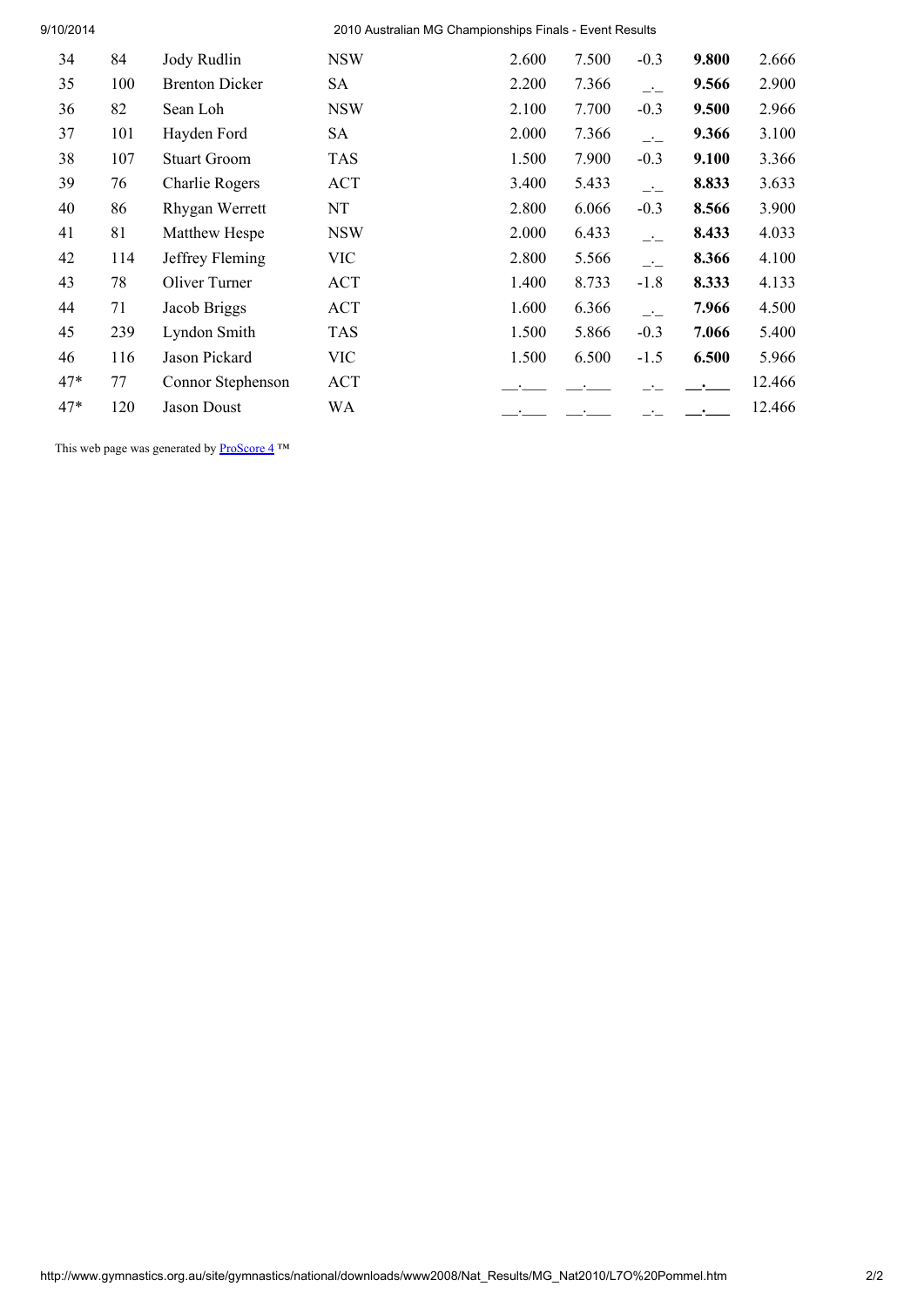| | | | | | | | | |
|---|---|---|---|---|---|---|---|---|
| 34 | 84 | Jody Rudlin | NSW | 2.600 | 7.500 | -0.3 | **9.800** | 2.666 |
| 35 | 100 | Brenton Dicker | SA | 2.200 | 7.366 | _._ | **9.566** | 2.900 |
| 36 | 82 | Sean Loh | NSW | 2.100 | 7.700 | -0.3 | **9.500** | 2.966 |
| 37 | 101 | Hayden Ford | SA | 2.000 | 7.366 | _._ | **9.366** | 3.100 |
| 38 | 107 | Stuart Groom | TAS | 1.500 | 7.900 | -0.3 | **9.100** | 3.366 |
| 39 | 76 | Charlie Rogers | ACT | 3.400 | 5.433 | _._ | **8.833** | 3.633 |
| 40 | 86 | Rhygan Werrett | NT | 2.800 | 6.066 | -0.3 | **8.566** | 3.900 |
| 41 | 81 | Matthew Hespe | NSW | 2.000 | 6.433 | _._ | **8.433** | 4.033 |
| 42 | 114 | Jeffrey Fleming | VIC | 2.800 | 5.566 | _._ | **8.366** | 4.100 |
| 43 | 78 | Oliver Turner | ACT | 1.400 | 8.733 | -1.8 | **8.333** | 4.133 |
| 44 | 71 | Jacob Briggs | ACT | 1.600 | 6.366 | _._ | **7.966** | 4.500 |
| 45 | 239 | Lyndon Smith | TAS | 1.500 | 5.866 | -0.3 | **7.066** | 5.400 |
| 46 | 116 | Jason Pickard | VIC | 1.500 | 6.500 | -1.5 | **6.500** | 5.966 |
| 47* | 77 | Connor Stephenson | ACT | __.___ | __.___ | _._ | **__.___** | 12.466 |
| 47* | 120 | Jason Doust | WA | __.___ | __.___ | _._ | **__.___** | 12.466 |

This web page was generated by ProScore 4 ™